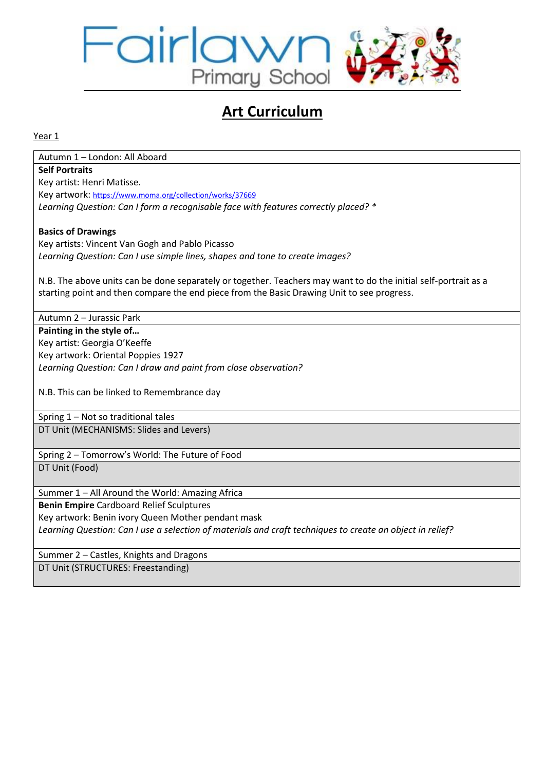# Fairlawn Primary School

## Art Curriculum

Year 1

Autumn 1 – London: All Aboard

**Self Portraits**
Key artist: Henri Matisse.
Key artwork: https://www.moma.org/collection/works/37669
*Learning Question: Can I form a recognisable face with features correctly placed? **

**Basics of Drawings**
Key artists: Vincent Van Gogh and Pablo Picasso
*Learning Question: Can I use simple lines, shapes and tone to create images?*

N.B. The above units can be done separately or together. Teachers may want to do the initial self-portrait as a starting point and then compare the end piece from the Basic Drawing Unit to see progress.

Autumn 2 – Jurassic Park

**Painting in the style of…**
Key artist: Georgia O'Keeffe
Key artwork: Oriental Poppies 1927
*Learning Question: Can I draw and paint from close observation?*

N.B. This can be linked to Remembrance day

Spring 1 – Not so traditional tales

DT Unit (MECHANISMS: Slides and Levers)

Spring 2 – Tomorrow's World: The Future of Food

DT Unit (Food)

Summer 1 – All Around the World: Amazing Africa

**Benin Empire** Cardboard Relief Sculptures
Key artwork: Benin ivory Queen Mother pendant mask
*Learning Question: Can I use a selection of materials and craft techniques to create an object in relief?*

Summer 2 – Castles, Knights and Dragons

DT Unit (STRUCTURES: Freestanding)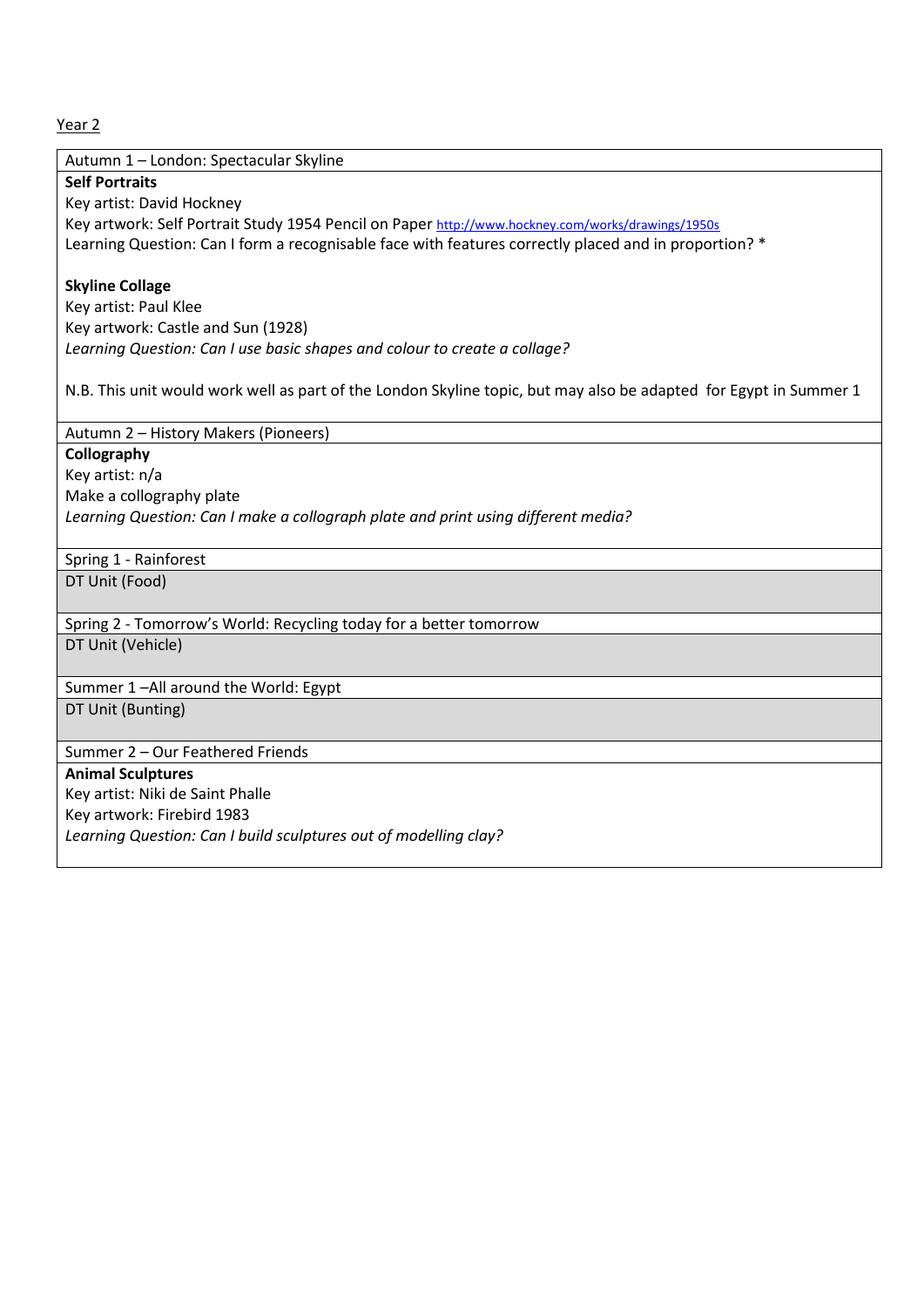Year 2

| Autumn 1 – London: Spectacular Skyline |
|---|
| **Self Portraits**<br>Key artist: David Hockney<br>Key artwork: Self Portrait Study 1954 Pencil on Paper http://www.hockney.com/works/drawings/1950s<br>Learning Question: Can I form a recognisable face with features correctly placed and in proportion? *<br><br>**Skyline Collage**<br>Key artist: Paul Klee<br>Key artwork: Castle and Sun (1928)<br>*Learning Question: Can I use basic shapes and colour to create a collage?*<br><br>N.B. This unit would work well as part of the London Skyline topic, but may also be adapted for Egypt in Summer 1 |
| Autumn 2 – History Makers (Pioneers) |
| **Collography**<br>Key artist: n/a<br>Make a collography plate<br>*Learning Question: Can I make a collograph plate and print using different media?* |
| Spring 1 - Rainforest |
| DT Unit (Food) |
| Spring 2 - Tomorrow's World: Recycling today for a better tomorrow |
| DT Unit (Vehicle) |
| Summer 1 –All around the World: Egypt |
| DT Unit (Bunting) |
| Summer 2 – Our Feathered Friends |
| **Animal Sculptures**<br>Key artist: Niki de Saint Phalle<br>Key artwork: Firebird 1983<br>*Learning Question: Can I build sculptures out of modelling clay?* |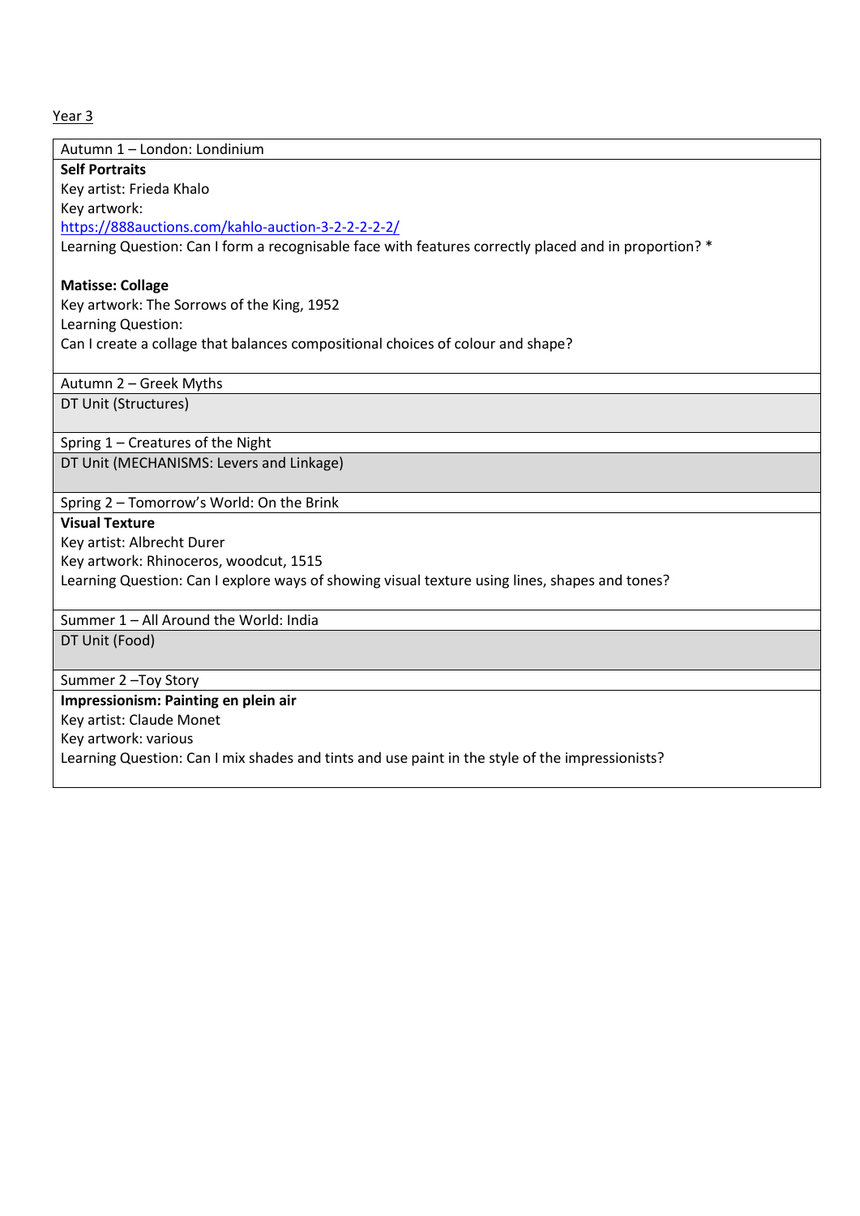Year 3

| Autumn 1 – London: Londinium |
|---|
| **Self Portraits**<br>Key artist: Frieda Khalo<br>Key artwork:<br>https://888auctions.com/kahlo-auction-3-2-2-2-2-2/<br>Learning Question: Can I form a recognisable face with features correctly placed and in proportion? *<br><br>**Matisse: Collage**<br>Key artwork: The Sorrows of the King, 1952<br>Learning Question:<br>Can I create a collage that balances compositional choices of colour and shape? |
| Autumn 2 – Greek Myths |
| DT Unit (Structures) |
| Spring 1 – Creatures of the Night |
| DT Unit (MECHANISMS: Levers and Linkage) |
| Spring 2 – Tomorrow's World: On the Brink |
| **Visual Texture**<br>Key artist: Albrecht Durer<br>Key artwork: Rhinoceros, woodcut, 1515<br>Learning Question: Can I explore ways of showing visual texture using lines, shapes and tones? |
| Summer 1 – All Around the World: India |
| DT Unit (Food) |
| Summer 2 –Toy Story |
| **Impressionism: Painting en plein air**<br>Key artist: Claude Monet<br>Key artwork: various<br>Learning Question: Can I mix shades and tints and use paint in the style of the impressionists? |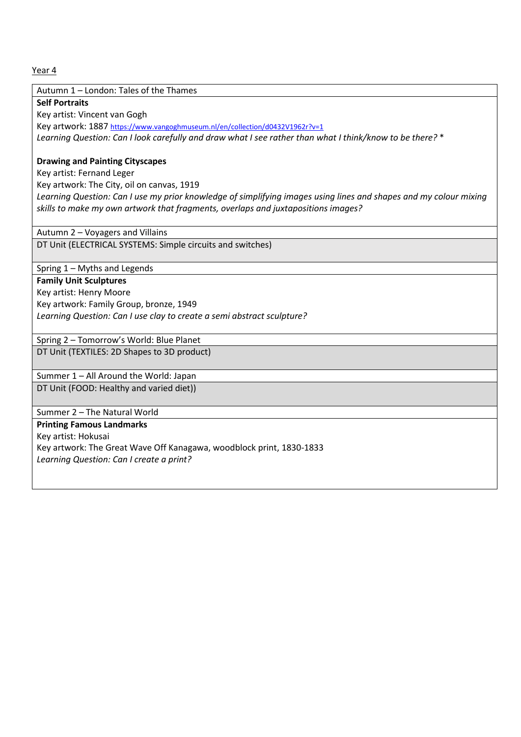Year 4

| Autumn 1 – London: Tales of the Thames |
|---|
| **Self Portraits**<br>Key artist: Vincent van Gogh<br>Key artwork: 1887 https://www.vangoghmuseum.nl/en/collection/d0432V1962r?v=1<br>*Learning Question: Can I look carefully and draw what I see rather than what I think/know to be there?* *<br><br>**Drawing and Painting Cityscapes**<br>Key artist: Fernand Leger<br>Key artwork: The City, oil on canvas, 1919<br>*Learning Question: Can I use my prior knowledge of simplifying images using lines and shapes and my colour mixing skills to make my own artwork that fragments, overlaps and juxtapositions images?* |
| Autumn 2 – Voyagers and Villains |
| DT Unit (ELECTRICAL SYSTEMS: Simple circuits and switches) |
| Spring 1 – Myths and Legends |
| **Family Unit Sculptures**<br>Key artist: Henry Moore<br>Key artwork: Family Group, bronze, 1949<br>*Learning Question: Can I use clay to create a semi abstract sculpture?* |
| Spring 2 – Tomorrow's World: Blue Planet |
| DT Unit (TEXTILES: 2D Shapes to 3D product) |
| Summer 1 – All Around the World: Japan |
| DT Unit (FOOD: Healthy and varied diet)) |
| Summer 2 – The Natural World |
| **Printing Famous Landmarks**<br>Key artist: Hokusai<br>Key artwork: The Great Wave Off Kanagawa, woodblock print, 1830-1833<br>*Learning Question: Can I create a print?* |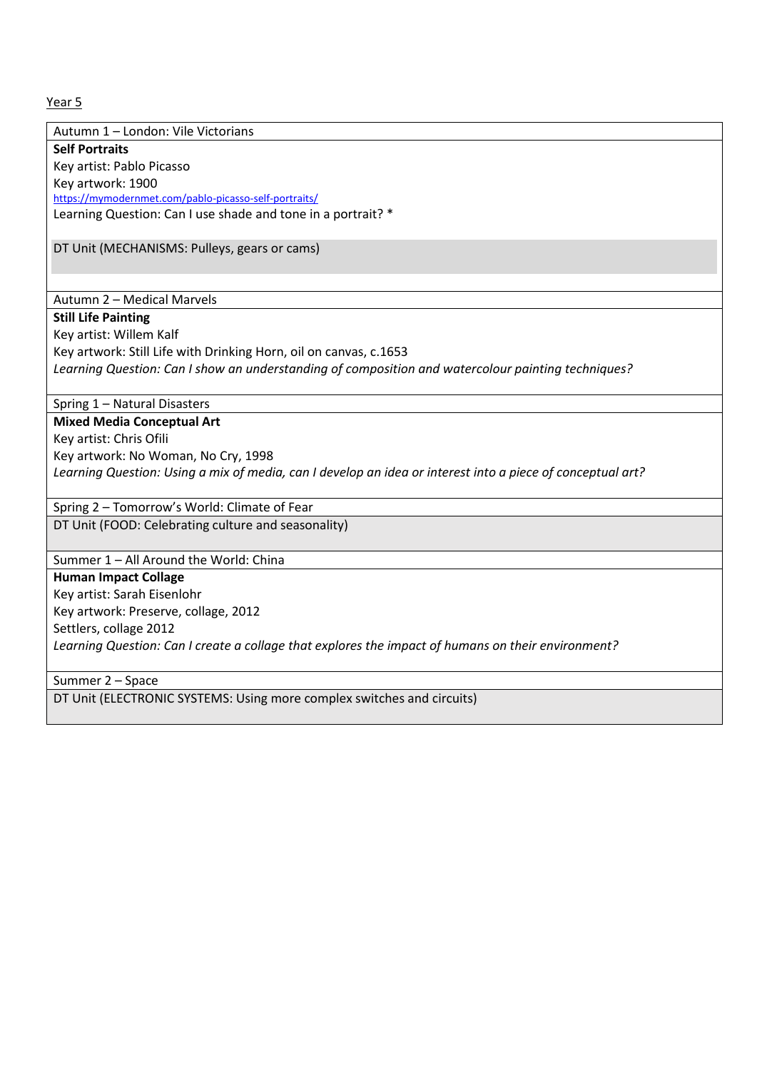Year 5

| Autumn 1 – London: Vile Victorians |
|---|
| **Self Portraits**<br>Key artist: Pablo Picasso<br>Key artwork: 1900<br>https://mymodernmet.com/pablo-picasso-self-portraits/<br>Learning Question: Can I use shade and tone in a portrait? * |
| DT Unit (MECHANISMS: Pulleys, gears or cams) |
| Autumn 2 – Medical Marvels |
| **Still Life Painting**<br>Key artist: Willem Kalf<br>Key artwork: Still Life with Drinking Horn, oil on canvas, c.1653<br>*Learning Question: Can I show an understanding of composition and watercolour painting techniques?* |
| Spring 1 – Natural Disasters |
| **Mixed Media Conceptual Art**<br>Key artist: Chris Ofili<br>Key artwork: No Woman, No Cry, 1998<br>*Learning Question: Using a mix of media, can I develop an idea or interest into a piece of conceptual art?* |
| Spring 2 – Tomorrow's World: Climate of Fear |
| DT Unit (FOOD: Celebrating culture and seasonality) |
| Summer 1 – All Around the World: China |
| **Human Impact Collage**<br>Key artist: Sarah Eisenlohr<br>Key artwork: Preserve, collage, 2012<br>Settlers, collage 2012<br>*Learning Question: Can I create a collage that explores the impact of humans on their environment?* |
| Summer 2 – Space |
| DT Unit (ELECTRONIC SYSTEMS: Using more complex switches and circuits) |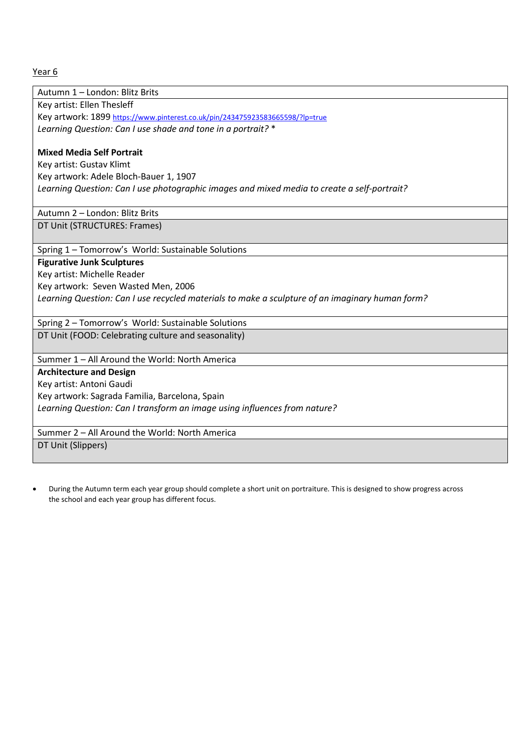Year 6

| |
|---|
| Autumn 1 – London: Blitz Brits |
| Key artist: Ellen Thesleff<br>Key artwork: 1899 https://www.pinterest.co.uk/pin/243475923583665598/?lp=true<br>*Learning Question: Can I use shade and tone in a portrait? **<br><br>**Mixed Media Self Portrait**<br>Key artist: Gustav Klimt<br>Key artwork: Adele Bloch-Bauer 1, 1907<br>*Learning Question: Can I use photographic images and mixed media to create a self-portrait?* |
| Autumn 2 – London: Blitz Brits |
| DT Unit (STRUCTURES: Frames) |
| Spring 1 – Tomorrow's World: Sustainable Solutions |
| **Figurative Junk Sculptures**<br>Key artist: Michelle Reader<br>Key artwork: Seven Wasted Men, 2006<br>*Learning Question: Can I use recycled materials to make a sculpture of an imaginary human form?* |
| Spring 2 – Tomorrow's World: Sustainable Solutions |
| DT Unit (FOOD: Celebrating culture and seasonality) |
| Summer 1 – All Around the World: North America |
| **Architecture and Design**<br>Key artist: Antoni Gaudi<br>Key artwork: Sagrada Familia, Barcelona, Spain<br>*Learning Question: Can I transform an image using influences from nature?* |
| Summer 2 – All Around the World: North America |
| DT Unit (Slippers) |

- During the Autumn term each year group should complete a short unit on portraiture. This is designed to show progress across the school and each year group has different focus.